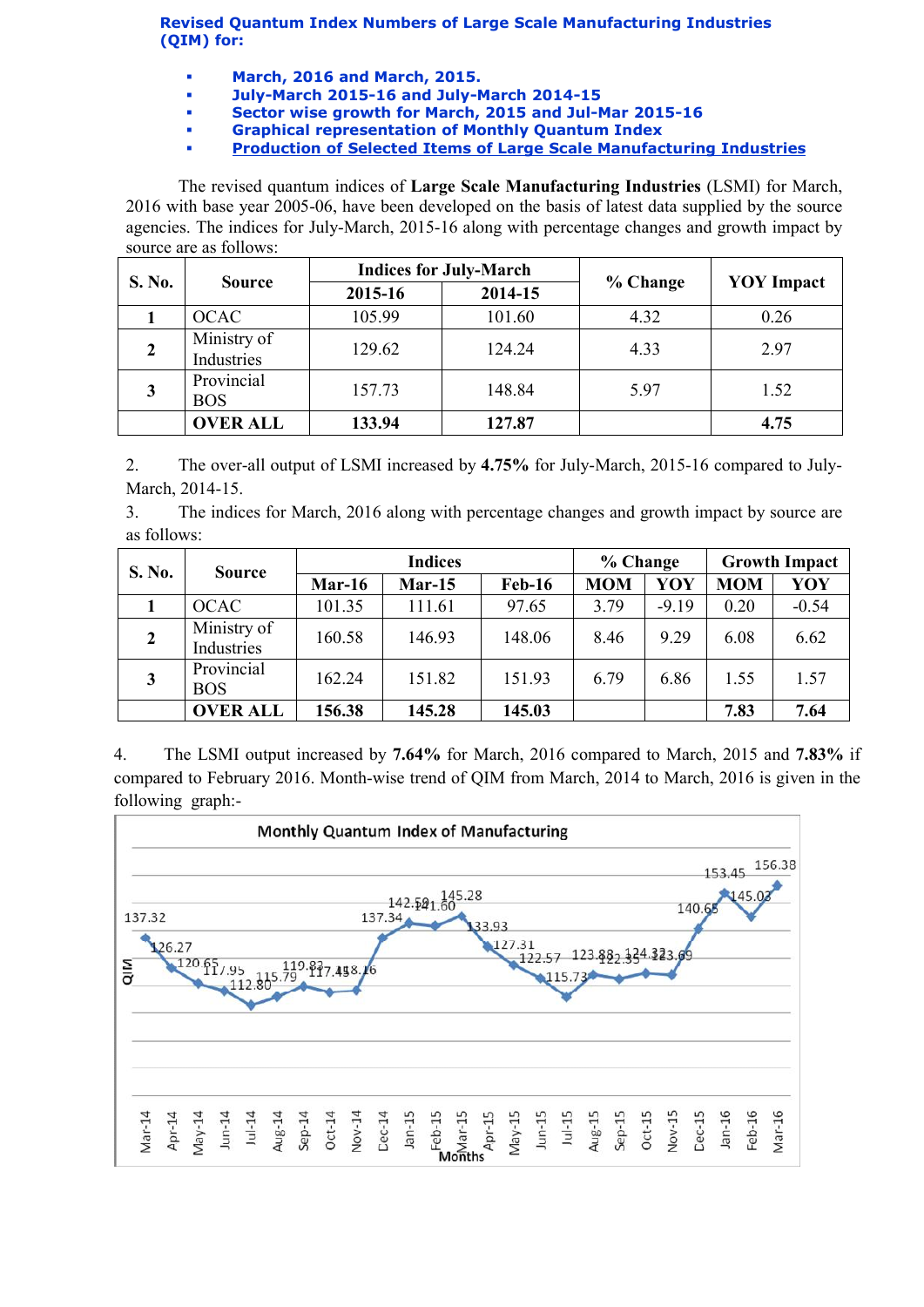**Revised Quantum Index Numbers of Large Scale Manufacturing Industries (QIM) for:**

- **March, 2016 and March, 2015.**
- **July-March 2015-16 and July-March 2014-15**
- **Sector wise growth for March, 2015 and Jul-Mar 2015-16**
- **Graphical representation of Monthly Quantum Index**
- **Production of Selected Items of Large Scale Manufacturing Industries**

The revised quantum indices of **Large Scale Manufacturing Industries** (LSMI) for March, 2016 with base year 2005-06, have been developed on the basis of latest data supplied by the source agencies. The indices for July-March, 2015-16 along with percentage changes and growth impact by source are as follows:

| S. No. | Source | Indices for July-March | | % Change | YOY Impact |
|---|---|---|---|---|---|
| | | 2015-16 | 2014-15 | | |
| 1 | OCAC | 105.99 | 101.60 | 4.32 | 0.26 |
| 2 | Ministry of Industries | 129.62 | 124.24 | 4.33 | 2.97 |
| 3 | Provincial BOS | 157.73 | 148.84 | 5.97 | 1.52 |
| | **OVER ALL** | **133.94** | **127.87** | | **4.75** |

2. The over-all output of LSMI increased by **4.75%** for July-March, 2015-16 compared to July-March, 2014-15.

3. The indices for March, 2016 along with percentage changes and growth impact by source are as follows:

| S. No. | Source | Indices | | | % Change | | Growth Impact | |
|---|---|---|---|---|---|---|---|---|
| | | Mar-16 | Mar-15 | Feb-16 | MOM | YOY | MOM | YOY |
| 1 | OCAC | 101.35 | 111.61 | 97.65 | 3.79 | -9.19 | 0.20 | -0.54 |
| 2 | Ministry of Industries | 160.58 | 146.93 | 148.06 | 8.46 | 9.29 | 6.08 | 6.62 |
| 3 | Provincial BOS | 162.24 | 151.82 | 151.93 | 6.79 | 6.86 | 1.55 | 1.57 |
| | **OVER ALL** | **156.38** | **145.28** | **145.03** | | | **7.83** | **7.64** |

4. The LSMI output increased by **7.64%** for March, 2016 compared to March, 2015 and **7.83%** if compared to February 2016. Month-wise trend of QIM from March, 2014 to March, 2016 is given in the following graph:-

**Monthly Quantum Index of Manufacturing**

| Month | QIM |
|---|---|
| Mar-14 | 137.32 |
| Apr-14 | 126.27 |
| May-14 | 120.65 |
| Jun-14 | 117.95 |
| Jul-14 | 112.80 |
| Aug-14 | 115.79 |
| Sep-14 | 119.83 |
| Oct-14 | 117.45 |
| Nov-14 | 118.16 |
| Dec-14 | 137.34 |
| Jan-15 | 142.59 |
| Feb-15 | 141.60 |
| Mar-15 | 145.28 |
| Apr-15 | 133.93 |
| May-15 | 127.31 |
| Jun-15 | 122.57 |
| Jul-15 | 115.73 |
| Aug-15 | 123.88 |
| Sep-15 | 122.35 |
| Oct-15 | 124.32 |
| Nov-15 | 123.69 |
| Dec-15 | 140.65 |
| Jan-16 | 153.45 |
| Feb-16 | 145.03 |
| Mar-16 | 156.38 |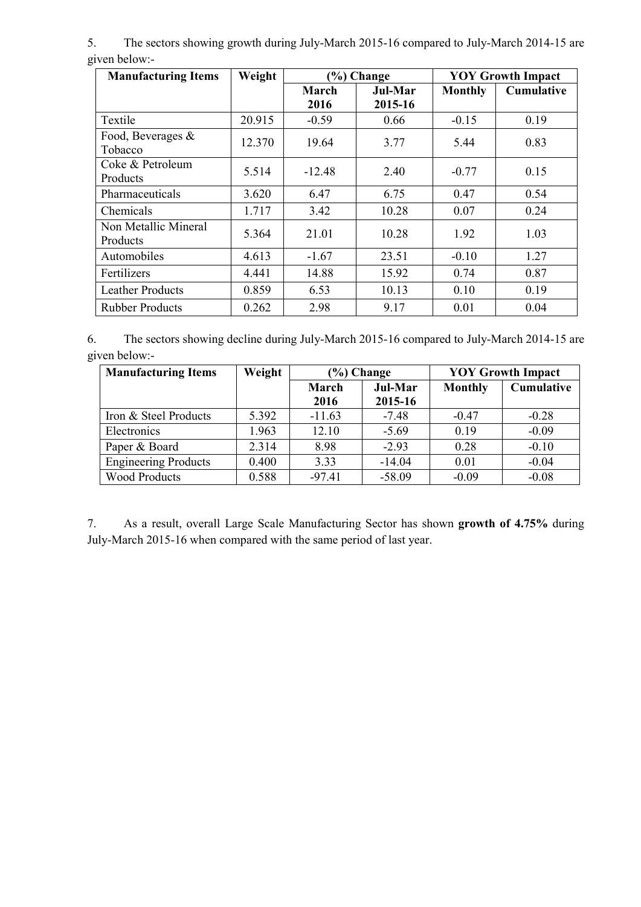5. The sectors showing growth during July-March 2015-16 compared to July-March 2014-15 are given below:-

| Manufacturing Items | Weight | (%) Change | | YOY Growth Impact | |
|---|---|---|---|---|---|
| | | March 2016 | Jul-Mar 2015-16 | Monthly | Cumulative |
| Textile | 20.915 | -0.59 | 0.66 | -0.15 | 0.19 |
| Food, Beverages & Tobacco | 12.370 | 19.64 | 3.77 | 5.44 | 0.83 |
| Coke & Petroleum Products | 5.514 | -12.48 | 2.40 | -0.77 | 0.15 |
| Pharmaceuticals | 3.620 | 6.47 | 6.75 | 0.47 | 0.54 |
| Chemicals | 1.717 | 3.42 | 10.28 | 0.07 | 0.24 |
| Non Metallic Mineral Products | 5.364 | 21.01 | 10.28 | 1.92 | 1.03 |
| Automobiles | 4.613 | -1.67 | 23.51 | -0.10 | 1.27 |
| Fertilizers | 4.441 | 14.88 | 15.92 | 0.74 | 0.87 |
| Leather Products | 0.859 | 6.53 | 10.13 | 0.10 | 0.19 |
| Rubber Products | 0.262 | 2.98 | 9.17 | 0.01 | 0.04 |

6. The sectors showing decline during July-March 2015-16 compared to July-March 2014-15 are given below:-

| Manufacturing Items | Weight | (%) Change | | YOY Growth Impact | |
|---|---|---|---|---|---|
| | | March 2016 | Jul-Mar 2015-16 | Monthly | Cumulative |
| Iron & Steel Products | 5.392 | -11.63 | -7.48 | -0.47 | -0.28 |
| Electronics | 1.963 | 12.10 | -5.69 | 0.19 | -0.09 |
| Paper & Board | 2.314 | 8.98 | -2.93 | 0.28 | -0.10 |
| Engineering Products | 0.400 | 3.33 | -14.04 | 0.01 | -0.04 |
| Wood Products | 0.588 | -97.41 | -58.09 | -0.09 | -0.08 |

7. As a result, overall Large Scale Manufacturing Sector has shown **growth of 4.75%** during July-March 2015-16 when compared with the same period of last year.